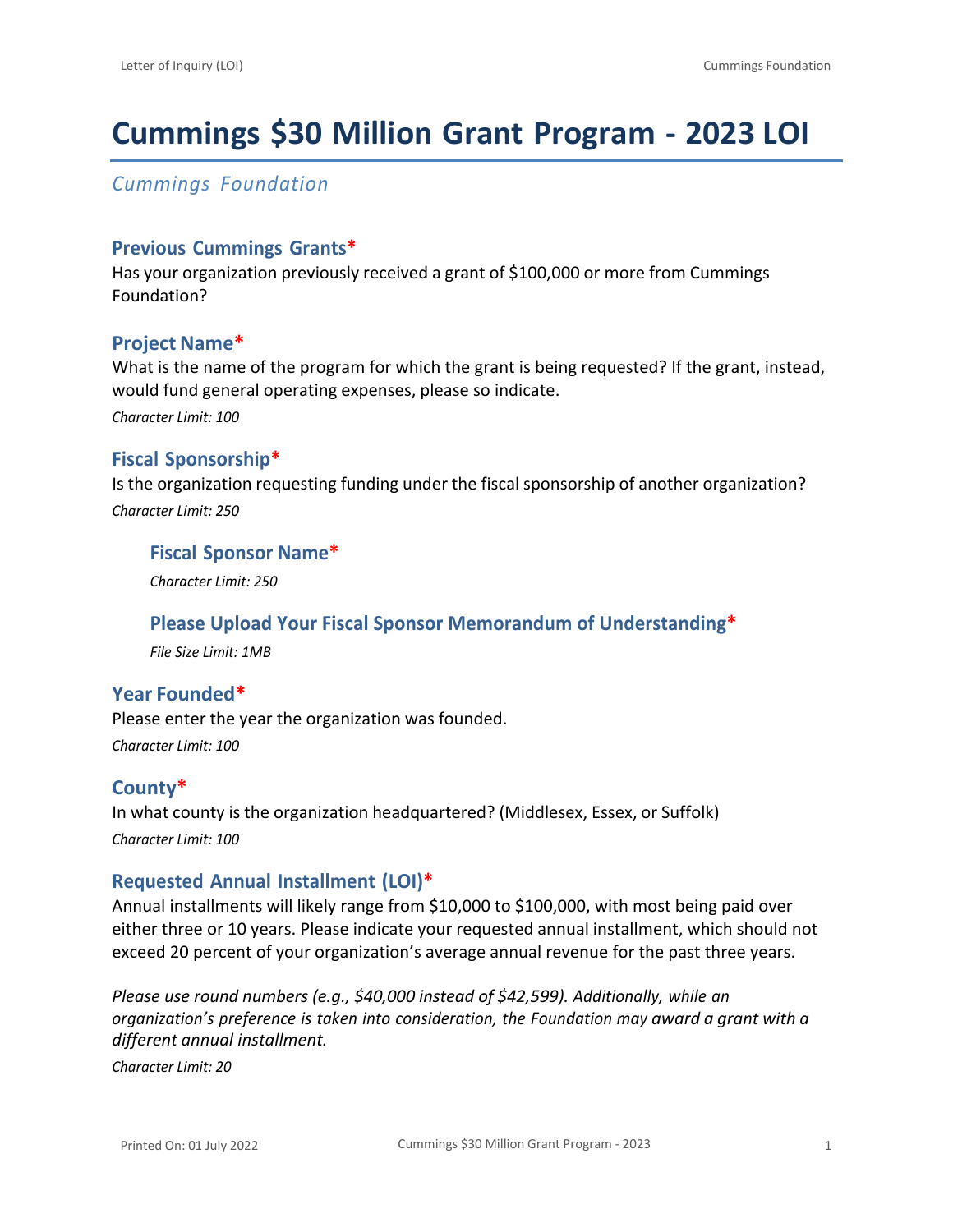# Cummings $30 Million Grant Program - 2023 LOI

*Cummings Foundation*

### Previous Cummings Grants*

Has your organization previously received a grant of $100,000 or more from Cummings Foundation?

### Project Name*

What is the name of the program for which the grant is being requested? If the grant, instead, would fund general operating expenses, please so indicate.

*Character Limit: 100*

### Fiscal Sponsorship*

Is the organization requesting funding under the fiscal sponsorship of another organization?

*Character Limit: 250*

#### Fiscal Sponsor Name*

*Character Limit: 250*

#### Please Upload Your Fiscal Sponsor Memorandum of Understanding*

*File Size Limit: 1MB*

### Year Founded*

Please enter the year the organization was founded.

*Character Limit: 100*

### County*

In what county is the organization headquartered? (Middlesex, Essex, or Suffolk)

*Character Limit: 100*

### Requested Annual Installment (LOI)*

Annual installments will likely range from $10,000 to $100,000, with most being paid over either three or 10 years. Please indicate your requested annual installment, which should not exceed 20 percent of your organization's average annual revenue for the past three years.

*Please use round numbers (e.g., $40,000 instead of $42,599). Additionally, while an organization's preference is taken into consideration, the Foundation may award a grant with a different annual installment.*

*Character Limit: 20*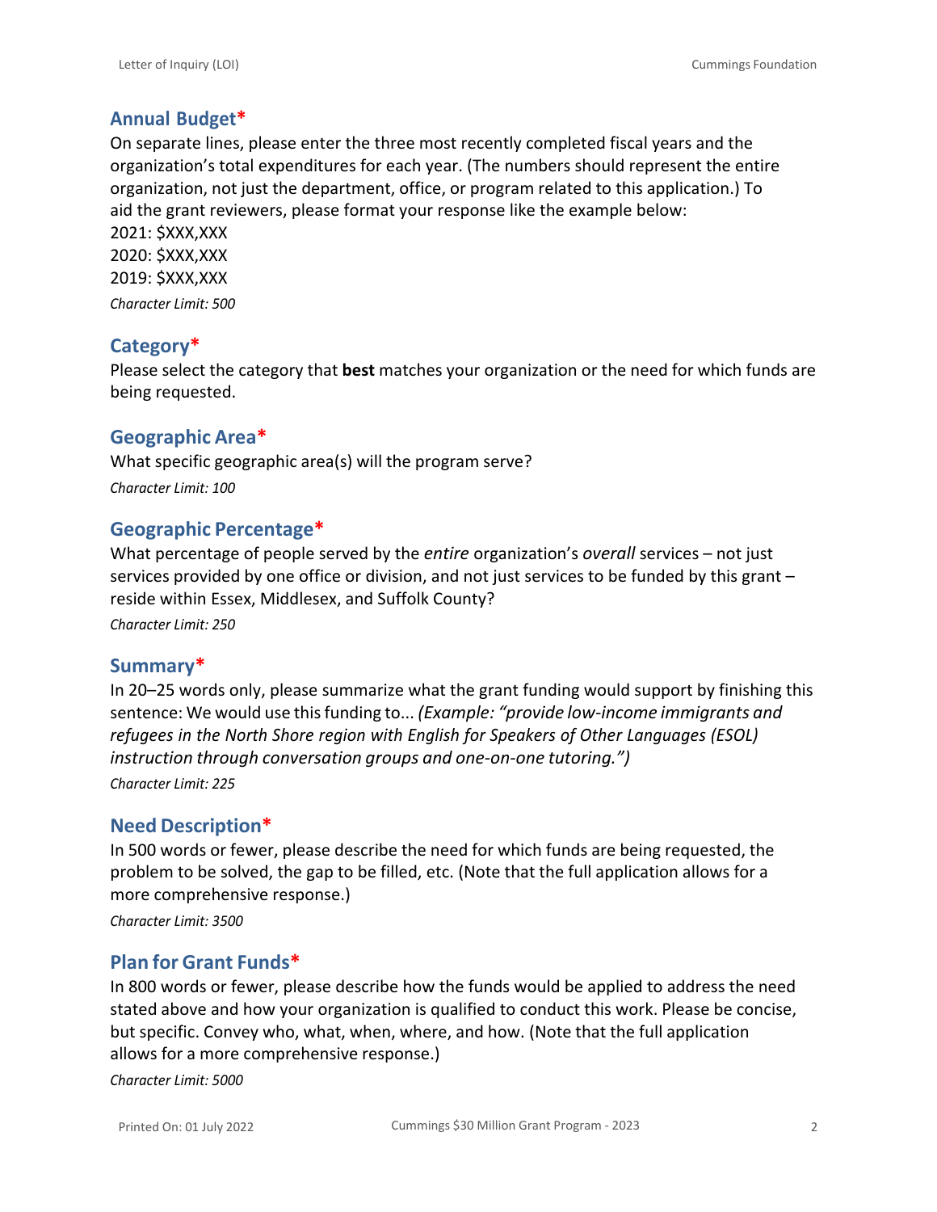## Annual Budget*

On separate lines, please enter the three most recently completed fiscal years and the organization's total expenditures for each year. (The numbers should represent the entire organization, not just the department, office, or program related to this application.) To aid the grant reviewers, please format your response like the example below:

2021: $XXX,XXX
2020: $XXX,XXX
2019: $XXX,XXX

*Character Limit: 500*

## Category*

Please select the category that **best** matches your organization or the need for which funds are being requested.

## Geographic Area*

What specific geographic area(s) will the program serve?

*Character Limit: 100*

## Geographic Percentage*

What percentage of people served by the *entire* organization's *overall* services – not just services provided by one office or division, and not just services to be funded by this grant – reside within Essex, Middlesex, and Suffolk County?

*Character Limit: 250*

## Summary*

In 20–25 words only, please summarize what the grant funding would support by finishing this sentence: We would use this funding to... *(Example: "provide low-income immigrants and refugees in the North Shore region with English for Speakers of Other Languages (ESOL) instruction through conversation groups and one-on-one tutoring.")*

*Character Limit: 225*

## Need Description*

In 500 words or fewer, please describe the need for which funds are being requested, the problem to be solved, the gap to be filled, etc. (Note that the full application allows for a more comprehensive response.)

*Character Limit: 3500*

## Plan for Grant Funds*

In 800 words or fewer, please describe how the funds would be applied to address the need stated above and how your organization is qualified to conduct this work. Please be concise, but specific. Convey who, what, when, where, and how. (Note that the full application allows for a more comprehensive response.)

*Character Limit: 5000*